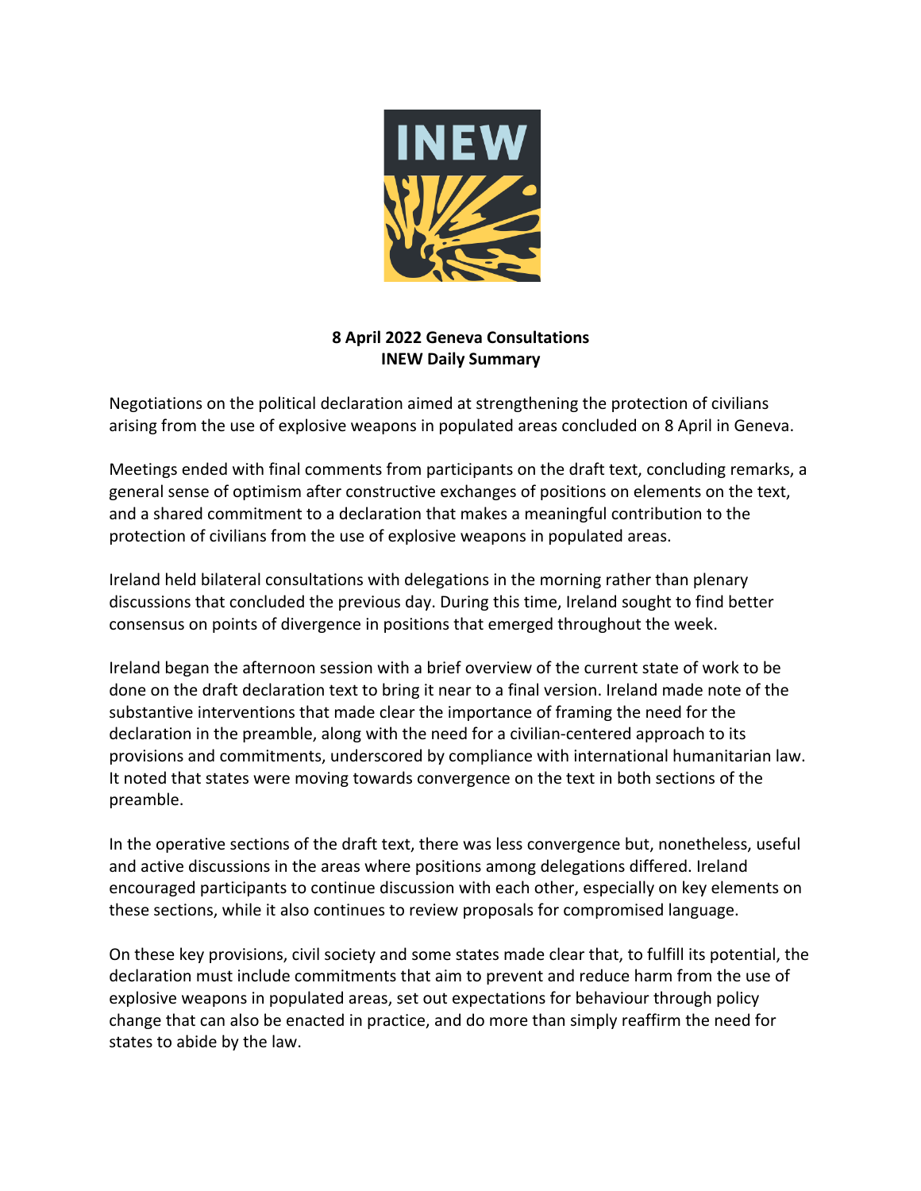**8 April 2022 Geneva Consultations**
**INEW Daily Summary**

Negotiations on the political declaration aimed at strengthening the protection of civilians arising from the use of explosive weapons in populated areas concluded on 8 April in Geneva.

Meetings ended with final comments from participants on the draft text, concluding remarks, a general sense of optimism after constructive exchanges of positions on elements on the text, and a shared commitment to a declaration that makes a meaningful contribution to the protection of civilians from the use of explosive weapons in populated areas.

Ireland held bilateral consultations with delegations in the morning rather than plenary discussions that concluded the previous day. During this time, Ireland sought to find better consensus on points of divergence in positions that emerged throughout the week.

Ireland began the afternoon session with a brief overview of the current state of work to be done on the draft declaration text to bring it near to a final version. Ireland made note of the substantive interventions that made clear the importance of framing the need for the declaration in the preamble, along with the need for a civilian-centered approach to its provisions and commitments, underscored by compliance with international humanitarian law. It noted that states were moving towards convergence on the text in both sections of the preamble.

In the operative sections of the draft text, there was less convergence but, nonetheless, useful and active discussions in the areas where positions among delegations differed. Ireland encouraged participants to continue discussion with each other, especially on key elements on these sections, while it also continues to review proposals for compromised language.

On these key provisions, civil society and some states made clear that, to fulfill its potential, the declaration must include commitments that aim to prevent and reduce harm from the use of explosive weapons in populated areas, set out expectations for behaviour through policy change that can also be enacted in practice, and do more than simply reaffirm the need for states to abide by the law.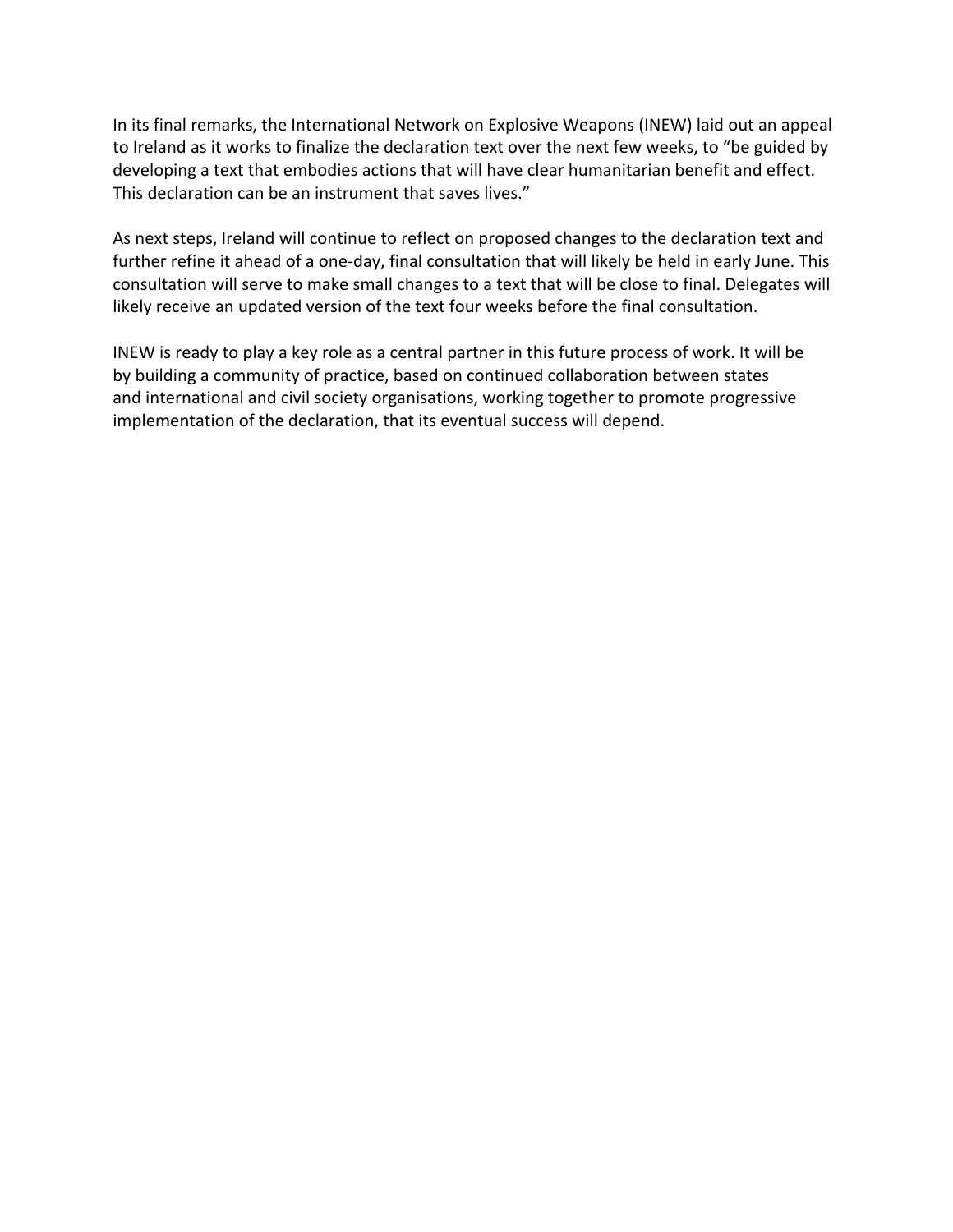In its final remarks, the International Network on Explosive Weapons (INEW) laid out an appeal to Ireland as it works to finalize the declaration text over the next few weeks, to "be guided by developing a text that embodies actions that will have clear humanitarian benefit and effect. This declaration can be an instrument that saves lives."

As next steps, Ireland will continue to reflect on proposed changes to the declaration text and further refine it ahead of a one-day, final consultation that will likely be held in early June. This consultation will serve to make small changes to a text that will be close to final. Delegates will likely receive an updated version of the text four weeks before the final consultation.

INEW is ready to play a key role as a central partner in this future process of work. It will be by building a community of practice, based on continued collaboration between states and international and civil society organisations, working together to promote progressive implementation of the declaration, that its eventual success will depend.